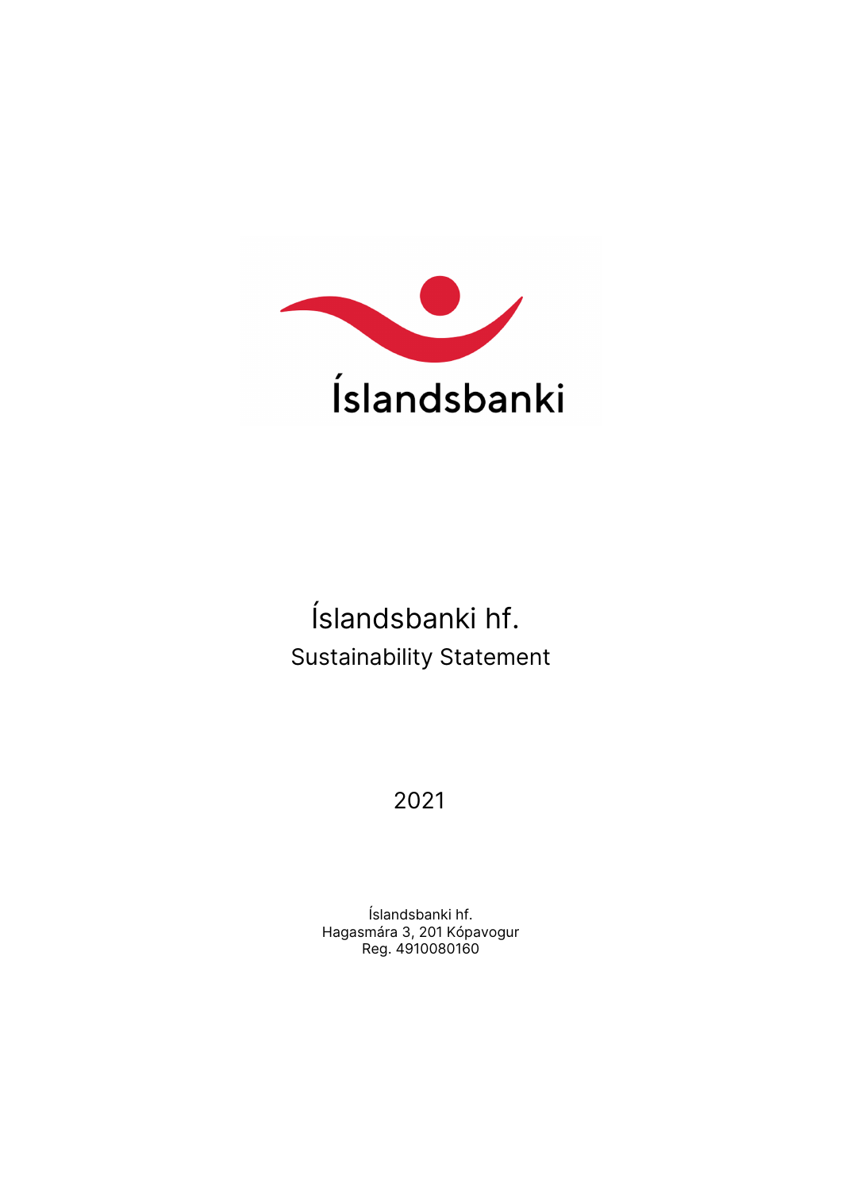# Íslandsbanki hf.

## Sustainability Statement

2021

Íslandsbanki hf.
Hagasmára 3, 201 Kópavogur
Reg. 4910080160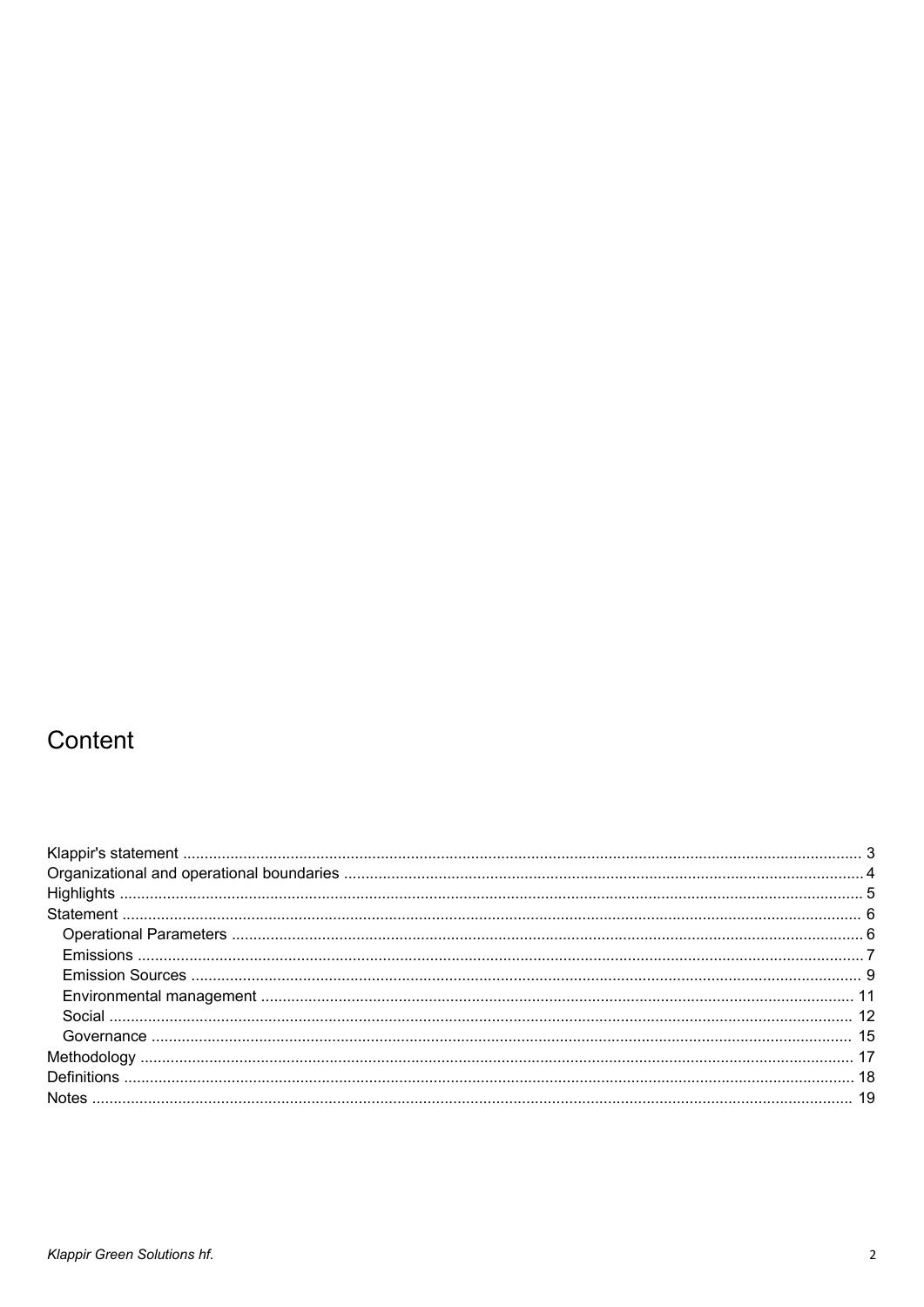# Content

- Klappir's statement ... 3
- Organizational and operational boundaries ... 4
- Highlights ... 5
- Statement ... 6
  - Operational Parameters ... 6
  - Emissions ... 7
  - Emission Sources ... 9
  - Environmental management ... 11
  - Social ... 12
  - Governance ... 15
- Methodology ... 17
- Definitions ... 18
- Notes ... 19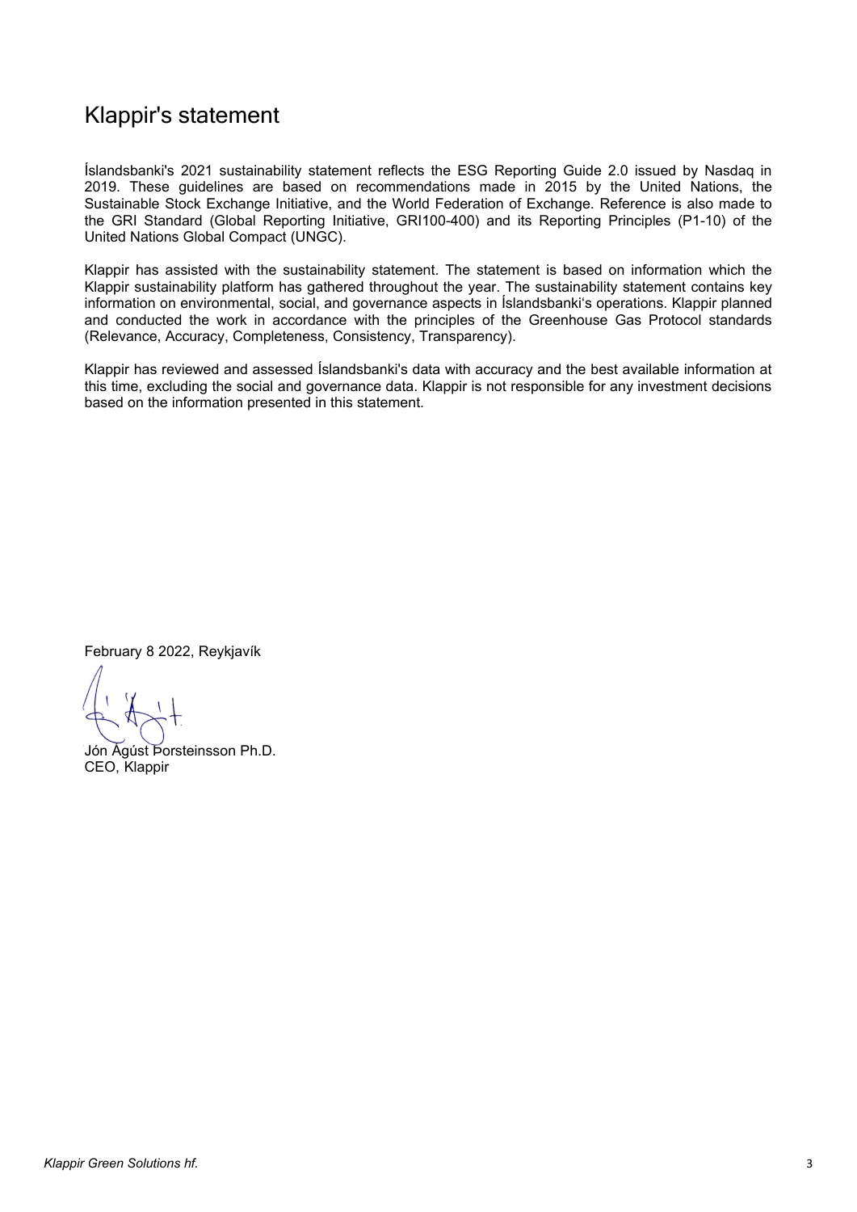# Klappir's statement

Íslandsbanki's 2021 sustainability statement reflects the ESG Reporting Guide 2.0 issued by Nasdaq in 2019. These guidelines are based on recommendations made in 2015 by the United Nations, the Sustainable Stock Exchange Initiative, and the World Federation of Exchange. Reference is also made to the GRI Standard (Global Reporting Initiative, GRI100-400) and its Reporting Principles (P1-10) of the United Nations Global Compact (UNGC).

Klappir has assisted with the sustainability statement. The statement is based on information which the Klappir sustainability platform has gathered throughout the year. The sustainability statement contains key information on environmental, social, and governance aspects in Íslandsbanki's operations. Klappir planned and conducted the work in accordance with the principles of the Greenhouse Gas Protocol standards (Relevance, Accuracy, Completeness, Consistency, Transparency).

Klappir has reviewed and assessed Íslandsbanki's data with accuracy and the best available information at this time, excluding the social and governance data. Klappir is not responsible for any investment decisions based on the information presented in this statement.

February 8 2022, Reykjavík

Jón Ágúst Þorsteinsson Ph.D.
CEO, Klappir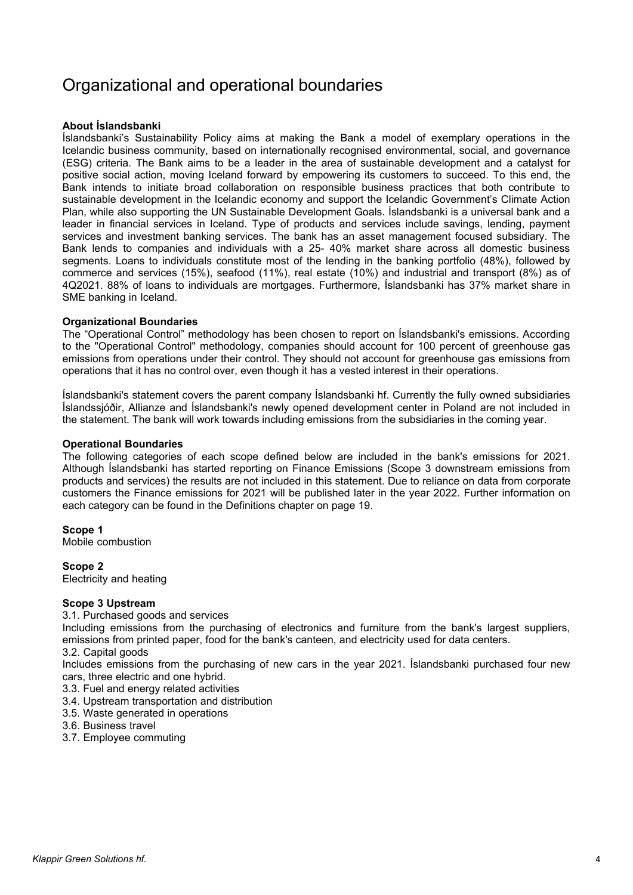# Organizational and operational boundaries

**About Íslandsbanki**

Íslandsbanki's Sustainability Policy aims at making the Bank a model of exemplary operations in the Icelandic business community, based on internationally recognised environmental, social, and governance (ESG) criteria. The Bank aims to be a leader in the area of sustainable development and a catalyst for positive social action, moving Iceland forward by empowering its customers to succeed. To this end, the Bank intends to initiate broad collaboration on responsible business practices that both contribute to sustainable development in the Icelandic economy and support the Icelandic Government's Climate Action Plan, while also supporting the UN Sustainable Development Goals. Íslandsbanki is a universal bank and a leader in financial services in Iceland. Type of products and services include savings, lending, payment services and investment banking services. The bank has an asset management focused subsidiary. The Bank lends to companies and individuals with a 25- 40% market share across all domestic business segments. Loans to individuals constitute most of the lending in the banking portfolio (48%), followed by commerce and services (15%), seafood (11%), real estate (10%) and industrial and transport (8%) as of 4Q2021. 88% of loans to individuals are mortgages. Furthermore, Íslandsbanki has 37% market share in SME banking in Iceland.

**Organizational Boundaries**

The "Operational Control" methodology has been chosen to report on Íslandsbanki's emissions. According to the "Operational Control" methodology, companies should account for 100 percent of greenhouse gas emissions from operations under their control. They should not account for greenhouse gas emissions from operations that it has no control over, even though it has a vested interest in their operations.

Íslandsbanki's statement covers the parent company Íslandsbanki hf. Currently the fully owned subsidiaries Íslandssjóðir, Allianze and Íslandsbanki's newly opened development center in Poland are not included in the statement. The bank will work towards including emissions from the subsidiaries in the coming year.

**Operational Boundaries**

The following categories of each scope defined below are included in the bank's emissions for 2021. Although Íslandsbanki has started reporting on Finance Emissions (Scope 3 downstream emissions from products and services) the results are not included in this statement. Due to reliance on data from corporate customers the Finance emissions for 2021 will be published later in the year 2022. Further information on each category can be found in the Definitions chapter on page 19.

**Scope 1**

Mobile combustion

**Scope 2**

Electricity and heating

**Scope 3 Upstream**

3.1. Purchased goods and services

Including emissions from the purchasing of electronics and furniture from the bank's largest suppliers, emissions from printed paper, food for the bank's canteen, and electricity used for data centers.

3.2. Capital goods

Includes emissions from the purchasing of new cars in the year 2021. Íslandsbanki purchased four new cars, three electric and one hybrid.

3.3. Fuel and energy related activities

3.4. Upstream transportation and distribution

3.5. Waste generated in operations

3.6. Business travel

3.7. Employee commuting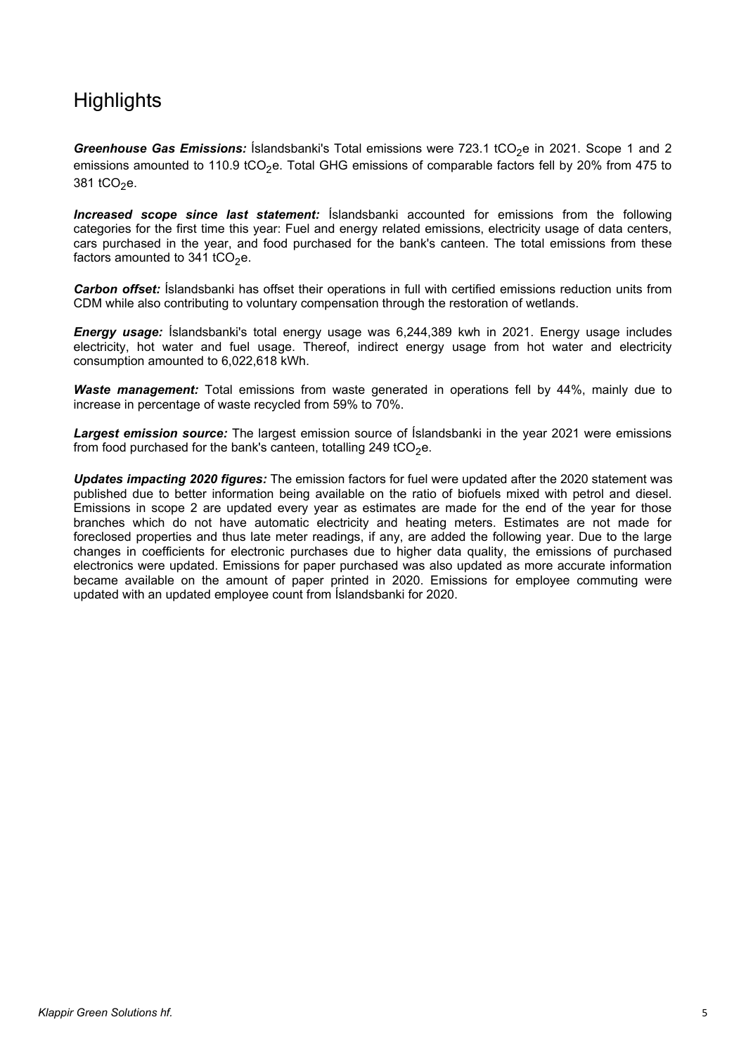# Highlights

***Greenhouse Gas Emissions:*** Íslandsbanki's Total emissions were 723.1 t$CO_2$e in 2021. Scope 1 and 2 emissions amounted to 110.9 t$CO_2$e. Total GHG emissions of comparable factors fell by 20% from 475 to 381 t$CO_2$e.

***Increased scope since last statement:*** Íslandsbanki accounted for emissions from the following categories for the first time this year: Fuel and energy related emissions, electricity usage of data centers, cars purchased in the year, and food purchased for the bank's canteen. The total emissions from these factors amounted to 341 t$CO_2$e.

***Carbon offset:*** Íslandsbanki has offset their operations in full with certified emissions reduction units from CDM while also contributing to voluntary compensation through the restoration of wetlands.

***Energy usage:*** Íslandsbanki's total energy usage was 6,244,389 kwh in 2021. Energy usage includes electricity, hot water and fuel usage. Thereof, indirect energy usage from hot water and electricity consumption amounted to 6,022,618 kWh.

***Waste management:*** Total emissions from waste generated in operations fell by 44%, mainly due to increase in percentage of waste recycled from 59% to 70%.

***Largest emission source:*** The largest emission source of Íslandsbanki in the year 2021 were emissions from food purchased for the bank's canteen, totalling 249 t$CO_2$e.

***Updates impacting 2020 figures:*** The emission factors for fuel were updated after the 2020 statement was published due to better information being available on the ratio of biofuels mixed with petrol and diesel. Emissions in scope 2 are updated every year as estimates are made for the end of the year for those branches which do not have automatic electricity and heating meters. Estimates are not made for foreclosed properties and thus late meter readings, if any, are added the following year. Due to the large changes in coefficients for electronic purchases due to higher data quality, the emissions of purchased electronics were updated. Emissions for paper purchased was also updated as more accurate information became available on the amount of paper printed in 2020. Emissions for employee commuting were updated with an updated employee count from Íslandsbanki for 2020.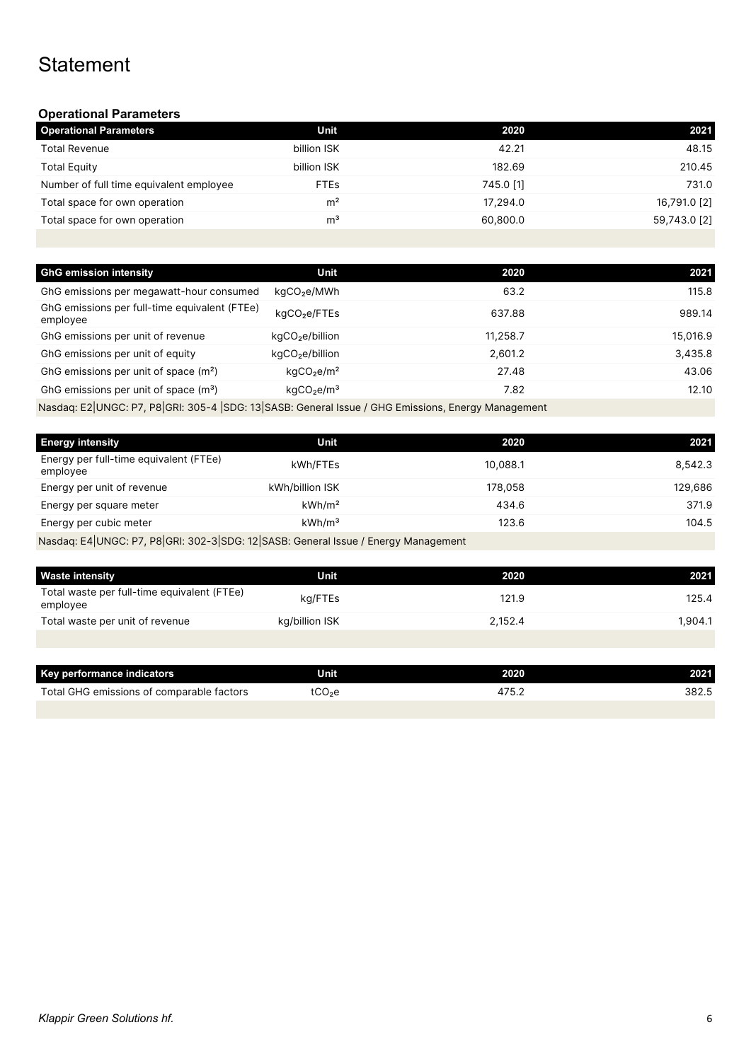# Statement

### Operational Parameters

| Operational Parameters | Unit | 2020 | 2021 |
| --- | --- | --- | --- |
| Total Revenue | billion ISK | 42.21 | 48.15 |
| Total Equity | billion ISK | 182.69 | 210.45 |
| Number of full time equivalent employee | FTEs | 745.0 [1] | 731.0 |
| Total space for own operation | m² | 17,294.0 | 16,791.0 [2] |
| Total space for own operation | m³ | 60,800.0 | 59,743.0 [2] |

| GhG emission intensity | Unit | 2020 | 2021 |
| --- | --- | --- | --- |
| GhG emissions per megawatt-hour consumed | $kgCO_2e/MWh$ | 63.2 | 115.8 |
| GhG emissions per full-time equivalent (FTEe) employee | $kgCO_2e/FTEs$ | 637.88 | 989.14 |
| GhG emissions per unit of revenue | $kgCO_2e/billion$ | 11,258.7 | 15,016.9 |
| GhG emissions per unit of equity | $kgCO_2e/billion$ | 2,601.2 | 3,435.8 |
| GhG emissions per unit of space (m²) | $kgCO_2e/m^2$ | 27.48 | 43.06 |
| GhG emissions per unit of space (m³) | $kgCO_2e/m^3$ | 7.82 | 12.10 |

Nasdaq: E2|UNGC: P7, P8|GRI: 305-4 |SDG: 13|SASB: General Issue / GHG Emissions, Energy Management

| Energy intensity | Unit | 2020 | 2021 |
| --- | --- | --- | --- |
| Energy per full-time equivalent (FTEe) employee | kWh/FTEs | 10,088.1 | 8,542.3 |
| Energy per unit of revenue | kWh/billion ISK | 178,058 | 129,686 |
| Energy per square meter | $kWh/m^2$ | 434.6 | 371.9 |
| Energy per cubic meter | $kWh/m^3$ | 123.6 | 104.5 |

Nasdaq: E4|UNGC: P7, P8|GRI: 302-3|SDG: 12|SASB: General Issue / Energy Management

| Waste intensity | Unit | 2020 | 2021 |
| --- | --- | --- | --- |
| Total waste per full-time equivalent (FTEe) employee | kg/FTEs | 121.9 | 125.4 |
| Total waste per unit of revenue | kg/billion ISK | 2,152.4 | 1,904.1 |

| Key performance indicators | Unit | 2020 | 2021 |
| --- | --- | --- | --- |
| Total GHG emissions of comparable factors | $tCO_2e$ | 475.2 | 382.5 |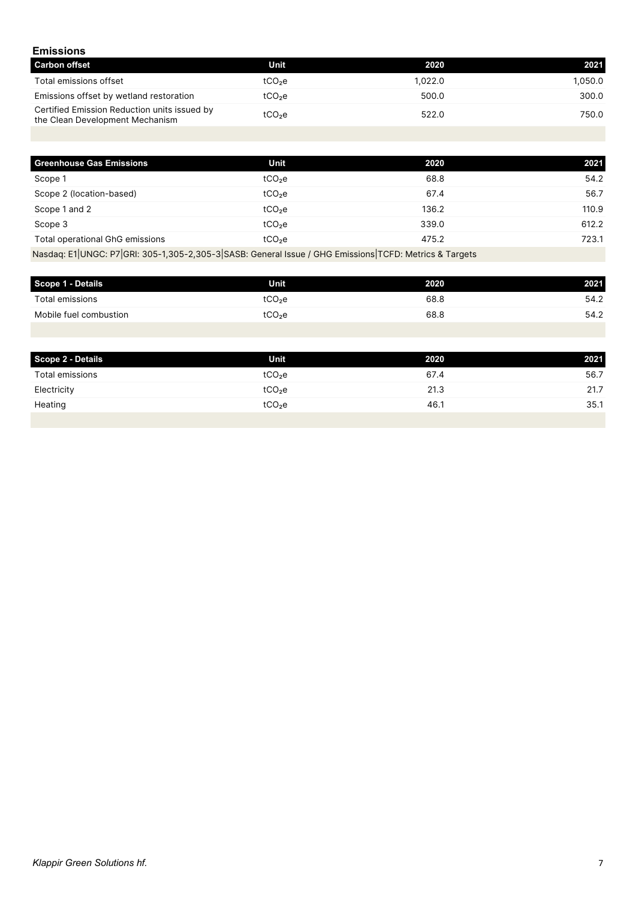## Emissions

| Carbon offset | Unit | 2020 | 2021 |
|---|---|---|---|
| Total emissions offset | $tCO_2e$ | 1,022.0 | 1,050.0 |
| Emissions offset by wetland restoration | $tCO_2e$ | 500.0 | 300.0 |
| Certified Emission Reduction units issued by the Clean Development Mechanism | $tCO_2e$ | 522.0 | 750.0 |

| Greenhouse Gas Emissions | Unit | 2020 | 2021 |
|---|---|---|---|
| Scope 1 | $tCO_2e$ | 68.8 | 54.2 |
| Scope 2 (location-based) | $tCO_2e$ | 67.4 | 56.7 |
| Scope 1 and 2 | $tCO_2e$ | 136.2 | 110.9 |
| Scope 3 | $tCO_2e$ | 339.0 | 612.2 |
| Total operational GhG emissions | $tCO_2e$ | 475.2 | 723.1 |

Nasdaq: E1|UNGC: P7|GRI: 305-1,305-2,305-3|SASB: General Issue / GHG Emissions|TCFD: Metrics & Targets

| Scope 1 - Details | Unit | 2020 | 2021 |
|---|---|---|---|
| Total emissions | $tCO_2e$ | 68.8 | 54.2 |
| Mobile fuel combustion | $tCO_2e$ | 68.8 | 54.2 |

| Scope 2 - Details | Unit | 2020 | 2021 |
|---|---|---|---|
| Total emissions | $tCO_2e$ | 67.4 | 56.7 |
| Electricity | $tCO_2e$ | 21.3 | 21.7 |
| Heating | $tCO_2e$ | 46.1 | 35.1 |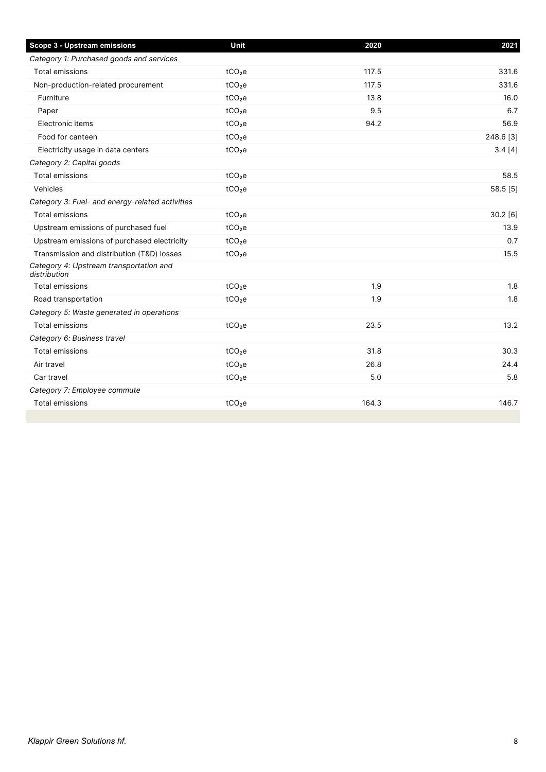| Scope 3 - Upstream emissions | Unit | 2020 | 2021 |
|---|---|---|---|
| *Category 1: Purchased goods and services* | | | |
| Total emissions | $tCO_2e$ | 117.5 | 331.6 |
| Non-production-related procurement | $tCO_2e$ | 117.5 | 331.6 |
| Furniture | $tCO_2e$ | 13.8 | 16.0 |
| Paper | $tCO_2e$ | 9.5 | 6.7 |
| Electronic items | $tCO_2e$ | 94.2 | 56.9 |
| Food for canteen | $tCO_2e$ | | 248.6 [3] |
| Electricity usage in data centers | $tCO_2e$ | | 3.4 [4] |
| *Category 2: Capital goods* | | | |
| Total emissions | $tCO_2e$ | | 58.5 |
| Vehicles | $tCO_2e$ | | 58.5 [5] |
| *Category 3: Fuel- and energy-related activities* | | | |
| Total emissions | $tCO_2e$ | | 30.2 [6] |
| Upstream emissions of purchased fuel | $tCO_2e$ | | 13.9 |
| Upstream emissions of purchased electricity | $tCO_2e$ | | 0.7 |
| Transmission and distribution (T&D) losses | $tCO_2e$ | | 15.5 |
| *Category 4: Upstream transportation and distribution* | | | |
| Total emissions | $tCO_2e$ | 1.9 | 1.8 |
| Road transportation | $tCO_2e$ | 1.9 | 1.8 |
| *Category 5: Waste generated in operations* | | | |
| Total emissions | $tCO_2e$ | 23.5 | 13.2 |
| *Category 6: Business travel* | | | |
| Total emissions | $tCO_2e$ | 31.8 | 30.3 |
| Air travel | $tCO_2e$ | 26.8 | 24.4 |
| Car travel | $tCO_2e$ | 5.0 | 5.8 |
| *Category 7: Employee commute* | | | |
| Total emissions | $tCO_2e$ | 164.3 | 146.7 |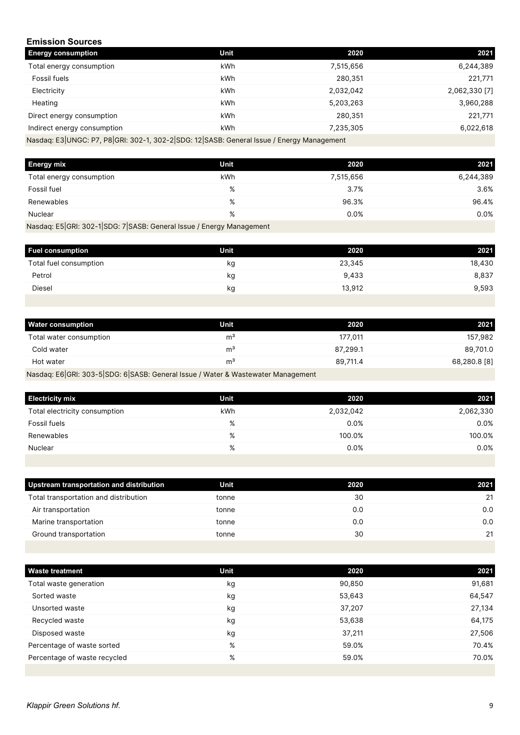## Emission Sources

| Energy consumption | Unit | 2020 | 2021 |
|---|---|---|---|
| Total energy consumption | kWh | 7,515,656 | 6,244,389 |
| Fossil fuels | kWh | 280,351 | 221,771 |
| Electricity | kWh | 2,032,042 | 2,062,330 [7] |
| Heating | kWh | 5,203,263 | 3,960,288 |
| Direct energy consumption | kWh | 280,351 | 221,771 |
| Indirect energy consumption | kWh | 7,235,305 | 6,022,618 |

Nasdaq: E3|UNGC: P7, P8|GRI: 302-1, 302-2|SDG: 12|SASB: General Issue / Energy Management

| Energy mix | Unit | 2020 | 2021 |
|---|---|---|---|
| Total energy consumption | kWh | 7,515,656 | 6,244,389 |
| Fossil fuel | % | 3.7% | 3.6% |
| Renewables | % | 96.3% | 96.4% |
| Nuclear | % | 0.0% | 0.0% |

Nasdaq: E5|GRI: 302-1|SDG: 7|SASB: General Issue / Energy Management

| Fuel consumption | Unit | 2020 | 2021 |
|---|---|---|---|
| Total fuel consumption | kg | 23,345 | 18,430 |
| Petrol | kg | 9,433 | 8,837 |
| Diesel | kg | 13,912 | 9,593 |

| Water consumption | Unit | 2020 | 2021 |
|---|---|---|---|
| Total water consumption | m³ | 177,011 | 157,982 |
| Cold water | m³ | 87,299.1 | 89,701.0 |
| Hot water | m³ | 89,711.4 | 68,280.8 [8] |

Nasdaq: E6|GRI: 303-5|SDG: 6|SASB: General Issue / Water & Wastewater Management

| Electricity mix | Unit | 2020 | 2021 |
|---|---|---|---|
| Total electricity consumption | kWh | 2,032,042 | 2,062,330 |
| Fossil fuels | % | 0.0% | 0.0% |
| Renewables | % | 100.0% | 100.0% |
| Nuclear | % | 0.0% | 0.0% |

| Upstream transportation and distribution | Unit | 2020 | 2021 |
|---|---|---|---|
| Total transportation and distribution | tonne | 30 | 21 |
| Air transportation | tonne | 0.0 | 0.0 |
| Marine transportation | tonne | 0.0 | 0.0 |
| Ground transportation | tonne | 30 | 21 |

| Waste treatment | Unit | 2020 | 2021 |
|---|---|---|---|
| Total waste generation | kg | 90,850 | 91,681 |
| Sorted waste | kg | 53,643 | 64,547 |
| Unsorted waste | kg | 37,207 | 27,134 |
| Recycled waste | kg | 53,638 | 64,175 |
| Disposed waste | kg | 37,211 | 27,506 |
| Percentage of waste sorted | % | 59.0% | 70.4% |
| Percentage of waste recycled | % | 59.0% | 70.0% |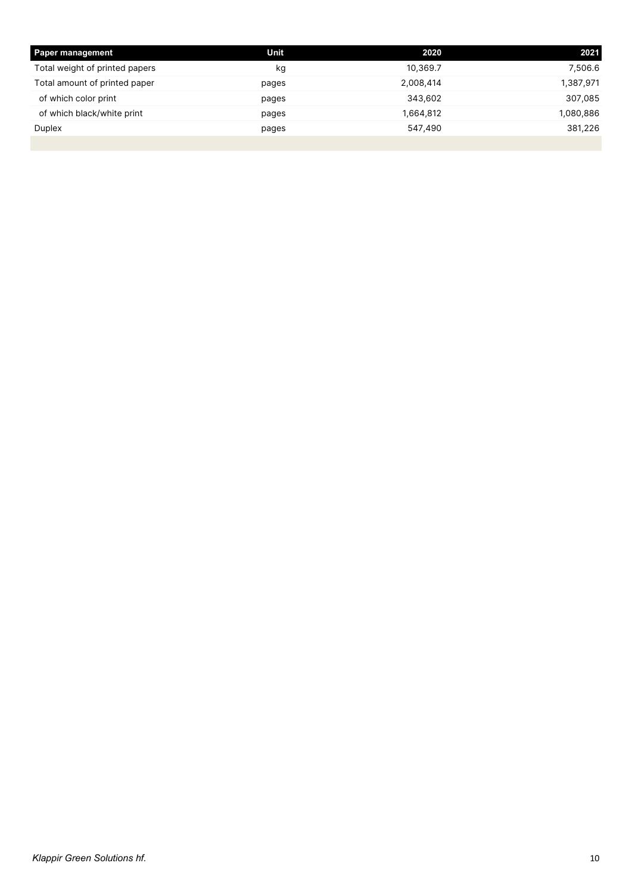| Paper management | Unit | 2020 | 2021 |
| --- | --- | --- | --- |
| Total weight of printed papers | kg | 10,369.7 | 7,506.6 |
| Total amount of printed paper | pages | 2,008,414 | 1,387,971 |
| of which color print | pages | 343,602 | 307,085 |
| of which black/white print | pages | 1,664,812 | 1,080,886 |
| Duplex | pages | 547,490 | 381,226 |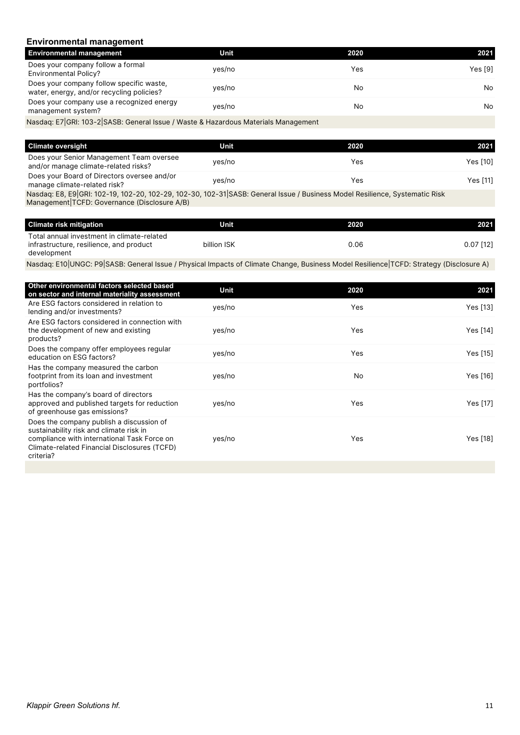## Environmental management

| Environmental management | Unit | 2020 | 2021 |
| --- | --- | --- | --- |
| Does your company follow a formal Environmental Policy? | yes/no | Yes | Yes [9] |
| Does your company follow specific waste, water, energy, and/or recycling policies? | yes/no | No | No |
| Does your company use a recognized energy management system? | yes/no | No | No |
| Nasdaq: E7│GRI: 103-2│SASB: General Issue / Waste & Hazardous Materials Management | | | |

| Climate oversight | Unit | 2020 | 2021 |
| --- | --- | --- | --- |
| Does your Senior Management Team oversee and/or manage climate-related risks? | yes/no | Yes | Yes [10] |
| Does your Board of Directors oversee and/or manage climate-related risk? | yes/no | Yes | Yes [11] |
| Nasdaq: E8, E9│GRI: 102-19, 102-20, 102-29, 102-30, 102-31│SASB: General Issue / Business Model Resilience, Systematic Risk Management│TCFD: Governance (Disclosure A/B) | | | |

| Climate risk mitigation | Unit | 2020 | 2021 |
| --- | --- | --- | --- |
| Total annual investment in climate-related infrastructure, resilience, and product development | billion ISK | 0.06 | 0.07 [12] |
| Nasdaq: E10│UNGC: P9│SASB: General Issue / Physical Impacts of Climate Change, Business Model Resilience│TCFD: Strategy (Disclosure A) | | | |

| Other environmental factors selected based on sector and internal materiality assessment | Unit | 2020 | 2021 |
| --- | --- | --- | --- |
| Are ESG factors considered in relation to lending and/or investments? | yes/no | Yes | Yes [13] |
| Are ESG factors considered in connection with the development of new and existing products? | yes/no | Yes | Yes [14] |
| Does the company offer employees regular education on ESG factors? | yes/no | Yes | Yes [15] |
| Has the company measured the carbon footprint from its loan and investment portfolios? | yes/no | No | Yes [16] |
| Has the company's board of directors approved and published targets for reduction of greenhouse gas emissions? | yes/no | Yes | Yes [17] |
| Does the company publish a discussion of sustainability risk and climate risk in compliance with international Task Force on Climate-related Financial Disclosures (TCFD) criteria? | yes/no | Yes | Yes [18] |

*Klappir Green Solutions hf.*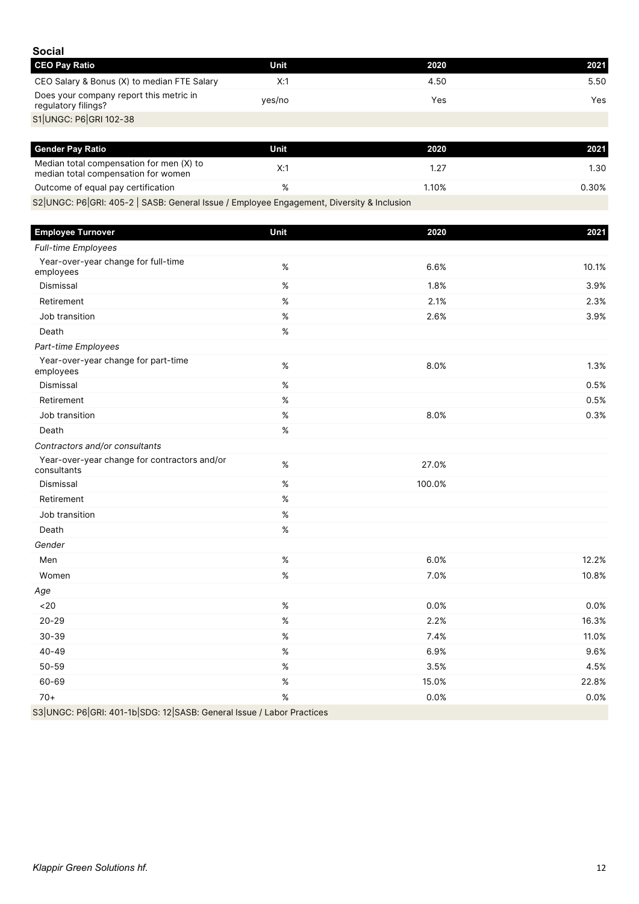## Social

| CEO Pay Ratio | Unit | 2020 | 2021 |
|---|---|---|---|
| CEO Salary & Bonus (X) to median FTE Salary | X:1 | 4.50 | 5.50 |
| Does your company report this metric in regulatory filings? | yes/no | Yes | Yes |
| S1│UNGC: P6│GRI 102-38 | | | |

| Gender Pay Ratio | Unit | 2020 | 2021 |
|---|---|---|---|
| Median total compensation for men (X) to median total compensation for women | X:1 | 1.27 | 1.30 |
| Outcome of equal pay certification | % | 1.10% | 0.30% |
| S2│UNGC: P6│GRI: 405-2 │ SASB: General Issue / Employee Engagement, Diversity & Inclusion | | | |

| Employee Turnover | Unit | 2020 | 2021 |
|---|---|---|---|
| *Full-time Employees* | | | |
| Year-over-year change for full-time employees | % | 6.6% | 10.1% |
| Dismissal | % | 1.8% | 3.9% |
| Retirement | % | 2.1% | 2.3% |
| Job transition | % | 2.6% | 3.9% |
| Death | % | | |
| *Part-time Employees* | | | |
| Year-over-year change for part-time employees | % | 8.0% | 1.3% |
| Dismissal | % | | 0.5% |
| Retirement | % | | 0.5% |
| Job transition | % | 8.0% | 0.3% |
| Death | % | | |
| *Contractors and/or consultants* | | | |
| Year-over-year change for contractors and/or consultants | % | 27.0% | |
| Dismissal | % | 100.0% | |
| Retirement | % | | |
| Job transition | % | | |
| Death | % | | |
| *Gender* | | | |
| Men | % | 6.0% | 12.2% |
| Women | % | 7.0% | 10.8% |
| *Age* | | | |
| <20 | % | 0.0% | 0.0% |
| 20-29 | % | 2.2% | 16.3% |
| 30-39 | % | 7.4% | 11.0% |
| 40-49 | % | 6.9% | 9.6% |
| 50-59 | % | 3.5% | 4.5% |
| 60-69 | % | 15.0% | 22.8% |
| 70+ | % | 0.0% | 0.0% |
| S3│UNGC: P6│GRI: 401-1b│SDG: 12│SASB: General Issue / Labor Practices | | | |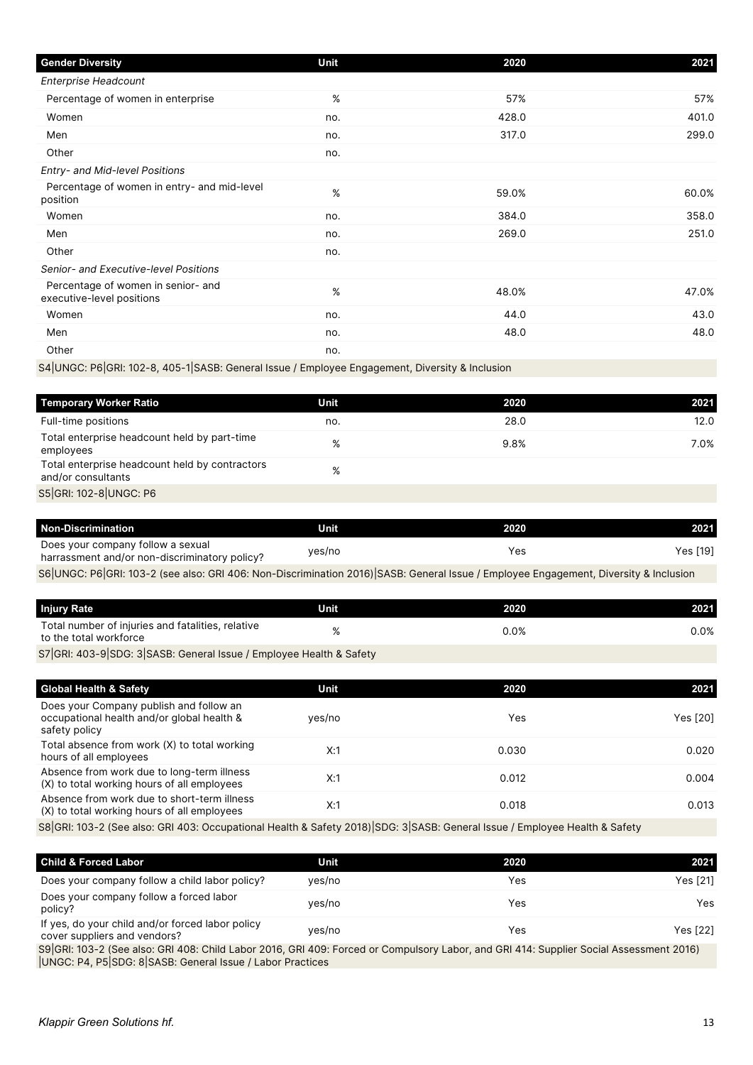| Gender Diversity | Unit | 2020 | 2021 |
|---|---|---|---|
| *Enterprise Headcount* | | | |
| Percentage of women in enterprise | % | 57% | 57% |
| Women | no. | 428.0 | 401.0 |
| Men | no. | 317.0 | 299.0 |
| Other | no. | | |
| *Entry- and Mid-level Positions* | | | |
| Percentage of women in entry- and mid-level position | % | 59.0% | 60.0% |
| Women | no. | 384.0 | 358.0 |
| Men | no. | 269.0 | 251.0 |
| Other | no. | | |
| *Senior- and Executive-level Positions* | | | |
| Percentage of women in senior- and executive-level positions | % | 48.0% | 47.0% |
| Women | no. | 44.0 | 43.0 |
| Men | no. | 48.0 | 48.0 |
| Other | no. | | |

S4|UNGC: P6|GRI: 102-8, 405-1|SASB: General Issue / Employee Engagement, Diversity & Inclusion

| Temporary Worker Ratio | Unit | 2020 | 2021 |
|---|---|---|---|
| Full-time positions | no. | 28.0 | 12.0 |
| Total enterprise headcount held by part-time employees | % | 9.8% | 7.0% |
| Total enterprise headcount held by contractors and/or consultants | % | | |

S5|GRI: 102-8|UNGC: P6

| Non-Discrimination | Unit | 2020 | 2021 |
|---|---|---|---|
| Does your company follow a sexual harrassment and/or non-discriminatory policy? | yes/no | Yes | Yes [19] |

S6|UNGC: P6|GRI: 103-2 (see also: GRI 406: Non-Discrimination 2016)|SASB: General Issue / Employee Engagement, Diversity & Inclusion

| Injury Rate | Unit | 2020 | 2021 |
|---|---|---|---|
| Total number of injuries and fatalities, relative to the total workforce | % | 0.0% | 0.0% |

S7|GRI: 403-9|SDG: 3|SASB: General Issue / Employee Health & Safety

| Global Health & Safety | Unit | 2020 | 2021 |
|---|---|---|---|
| Does your Company publish and follow an occupational health and/or global health & safety policy | yes/no | Yes | Yes [20] |
| Total absence from work (X) to total working hours of all employees | X:1 | 0.030 | 0.020 |
| Absence from work due to long-term illness (X) to total working hours of all employees | X:1 | 0.012 | 0.004 |
| Absence from work due to short-term illness (X) to total working hours of all employees | X:1 | 0.018 | 0.013 |

S8|GRI: 103-2 (See also: GRI 403: Occupational Health & Safety 2018)|SDG: 3|SASB: General Issue / Employee Health & Safety

| Child & Forced Labor | Unit | 2020 | 2021 |
|---|---|---|---|
| Does your company follow a child labor policy? | yes/no | Yes | Yes [21] |
| Does your company follow a forced labor policy? | yes/no | Yes | Yes |
| If yes, do your child and/or forced labor policy cover suppliers and vendors? | yes/no | Yes | Yes [22] |

S9|GRI: 103-2 (See also: GRI 408: Child Labor 2016, GRI 409: Forced or Compulsory Labor, and GRI 414: Supplier Social Assessment 2016)|UNGC: P4, P5|SDG: 8|SASB: General Issue / Labor Practices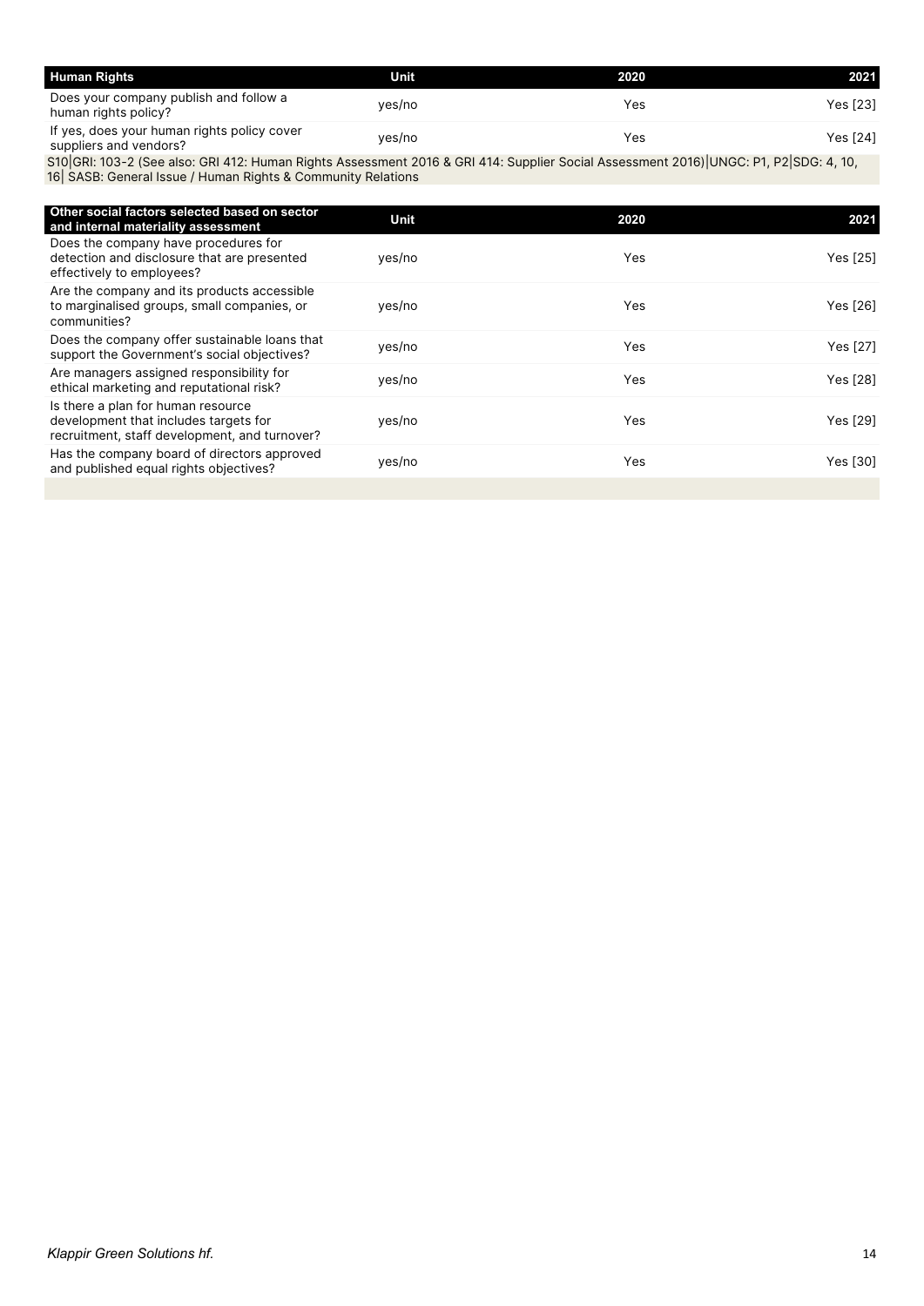| Human Rights | Unit | 2020 | 2021 |
|---|---|---|---|
| Does your company publish and follow a human rights policy? | yes/no | Yes | Yes [23] |
| If yes, does your human rights policy cover suppliers and vendors? | yes/no | Yes | Yes [24] |

S10|GRI: 103-2 (See also: GRI 412: Human Rights Assessment 2016 & GRI 414: Supplier Social Assessment 2016)|UNGC: P1, P2|SDG: 4, 10, 16| SASB: General Issue / Human Rights & Community Relations

| Other social factors selected based on sector and internal materiality assessment | Unit | 2020 | 2021 |
|---|---|---|---|
| Does the company have procedures for detection and disclosure that are presented effectively to employees? | yes/no | Yes | Yes [25] |
| Are the company and its products accessible to marginalised groups, small companies, or communities? | yes/no | Yes | Yes [26] |
| Does the company offer sustainable loans that support the Government's social objectives? | yes/no | Yes | Yes [27] |
| Are managers assigned responsibility for ethical marketing and reputational risk? | yes/no | Yes | Yes [28] |
| Is there a plan for human resource development that includes targets for recruitment, staff development, and turnover? | yes/no | Yes | Yes [29] |
| Has the company board of directors approved and published equal rights objectives? | yes/no | Yes | Yes [30] |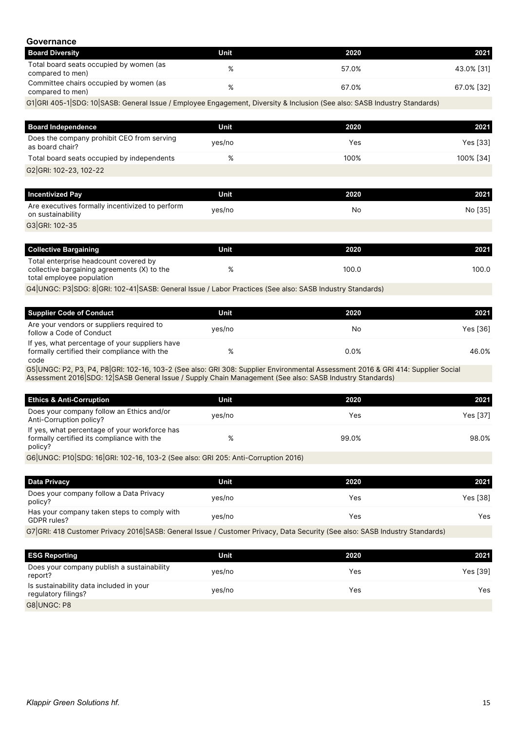## Governance

| Board Diversity | Unit | 2020 | 2021 |
|---|---|---|---|
| Total board seats occupied by women (as compared to men) | % | 57.0% | 43.0% [31] |
| Committee chairs occupied by women (as compared to men) | % | 67.0% | 67.0% [32] |

G1|GRI 405-1|SDG: 10|SASB: General Issue / Employee Engagement, Diversity & Inclusion (See also: SASB Industry Standards)

| Board Independence | Unit | 2020 | 2021 |
|---|---|---|---|
| Does the company prohibit CEO from serving as board chair? | yes/no | Yes | Yes [33] |
| Total board seats occupied by independents | % | 100% | 100% [34] |

G2|GRI: 102-23, 102-22

| Incentivized Pay | Unit | 2020 | 2021 |
|---|---|---|---|
| Are executives formally incentivized to perform on sustainability | yes/no | No | No [35] |

G3|GRI: 102-35

| Collective Bargaining | Unit | 2020 | 2021 |
|---|---|---|---|
| Total enterprise headcount covered by collective bargaining agreements (X) to the total employee population | % | 100.0 | 100.0 |

G4|UNGC: P3|SDG: 8|GRI: 102-41|SASB: General Issue / Labor Practices (See also: SASB Industry Standards)

| Supplier Code of Conduct | Unit | 2020 | 2021 |
|---|---|---|---|
| Are your vendors or suppliers required to follow a Code of Conduct | yes/no | No | Yes [36] |
| If yes, what percentage of your suppliers have formally certified their compliance with the code | % | 0.0% | 46.0% |

G5|UNGC: P2, P3, P4, P8|GRI: 102-16, 103-2 (See also: GRI 308: Supplier Environmental Assessment 2016 & GRI 414: Supplier Social Assessment 2016|SDG: 12|SASB General Issue / Supply Chain Management (See also: SASB Industry Standards)

| Ethics & Anti-Corruption | Unit | 2020 | 2021 |
|---|---|---|---|
| Does your company follow an Ethics and/or Anti-Corruption policy? | yes/no | Yes | Yes [37] |
| If yes, what percentage of your workforce has formally certified its compliance with the policy? | % | 99.0% | 98.0% |

G6|UNGC: P10|SDG: 16|GRI: 102-16, 103-2 (See also: GRI 205: Anti-Corruption 2016)

| Data Privacy | Unit | 2020 | 2021 |
|---|---|---|---|
| Does your company follow a Data Privacy policy? | yes/no | Yes | Yes [38] |
| Has your company taken steps to comply with GDPR rules? | yes/no | Yes | Yes |

G7|GRI: 418 Customer Privacy 2016|SASB: General Issue / Customer Privacy, Data Security (See also: SASB Industry Standards)

| ESG Reporting | Unit | 2020 | 2021 |
|---|---|---|---|
| Does your company publish a sustainability report? | yes/no | Yes | Yes [39] |
| Is sustainability data included in your regulatory filings? | yes/no | Yes | Yes |

G8|UNGC: P8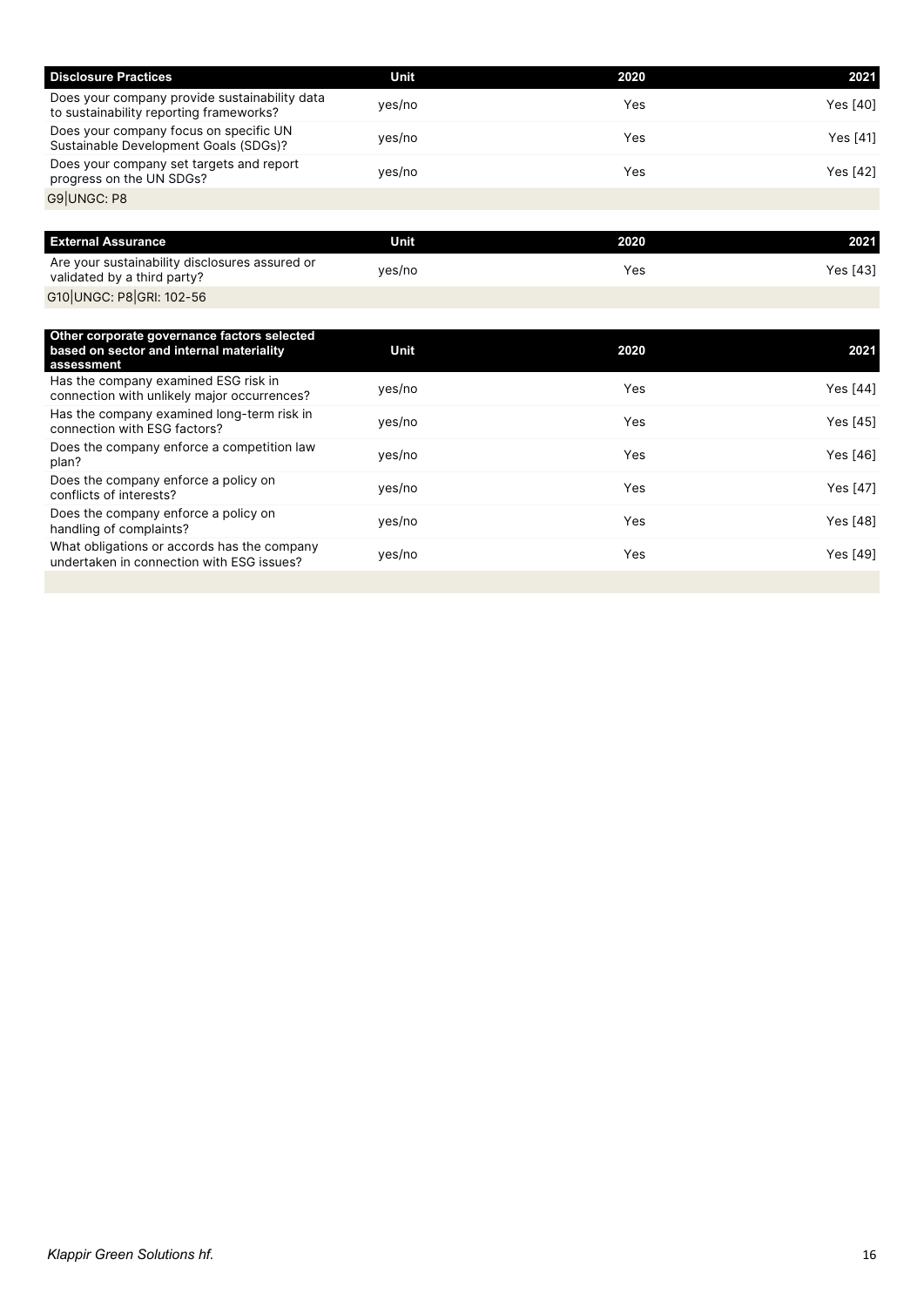| Disclosure Practices | Unit | 2020 | 2021 |
|---|---|---|---|
| Does your company provide sustainability data to sustainability reporting frameworks? | yes/no | Yes | Yes [40] |
| Does your company focus on specific UN Sustainable Development Goals (SDGs)? | yes/no | Yes | Yes [41] |
| Does your company set targets and report progress on the UN SDGs? | yes/no | Yes | Yes [42] |
| G9\|UNGC: P8 | | | |

| External Assurance | Unit | 2020 | 2021 |
|---|---|---|---|
| Are your sustainability disclosures assured or validated by a third party? | yes/no | Yes | Yes [43] |
| G10\|UNGC: P8\|GRI: 102-56 | | | |

| Other corporate governance factors selected based on sector and internal materiality assessment | Unit | 2020 | 2021 |
|---|---|---|---|
| Has the company examined ESG risk in connection with unlikely major occurrences? | yes/no | Yes | Yes [44] |
| Has the company examined long-term risk in connection with ESG factors? | yes/no | Yes | Yes [45] |
| Does the company enforce a competition law plan? | yes/no | Yes | Yes [46] |
| Does the company enforce a policy on conflicts of interests? | yes/no | Yes | Yes [47] |
| Does the company enforce a policy on handling of complaints? | yes/no | Yes | Yes [48] |
| What obligations or accords has the company undertaken in connection with ESG issues? | yes/no | Yes | Yes [49] |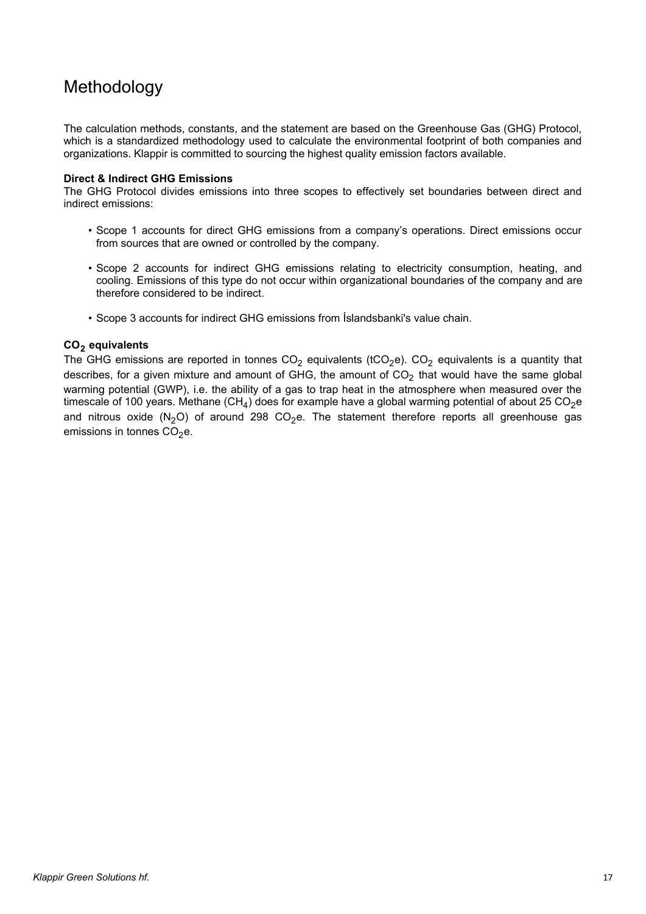# Methodology

The calculation methods, constants, and the statement are based on the Greenhouse Gas (GHG) Protocol, which is a standardized methodology used to calculate the environmental footprint of both companies and organizations. Klappir is committed to sourcing the highest quality emission factors available.

**Direct & Indirect GHG Emissions**

The GHG Protocol divides emissions into three scopes to effectively set boundaries between direct and indirect emissions:

- Scope 1 accounts for direct GHG emissions from a company's operations. Direct emissions occur from sources that are owned or controlled by the company.
- Scope 2 accounts for indirect GHG emissions relating to electricity consumption, heating, and cooling. Emissions of this type do not occur within organizational boundaries of the company and are therefore considered to be indirect.
- Scope 3 accounts for indirect GHG emissions from Íslandsbanki's value chain.

**$CO_2$ equivalents**

The GHG emissions are reported in tonnes $CO_2$ equivalents ($tCO_2e$). $CO_2$ equivalents is a quantity that describes, for a given mixture and amount of GHG, the amount of $CO_2$ that would have the same global warming potential (GWP), i.e. the ability of a gas to trap heat in the atmosphere when measured over the timescale of 100 years. Methane ($CH_4$) does for example have a global warming potential of about 25 $CO_2e$ and nitrous oxide ($N_2O$) of around 298 $CO_2e$. The statement therefore reports all greenhouse gas emissions in tonnes $CO_2e$.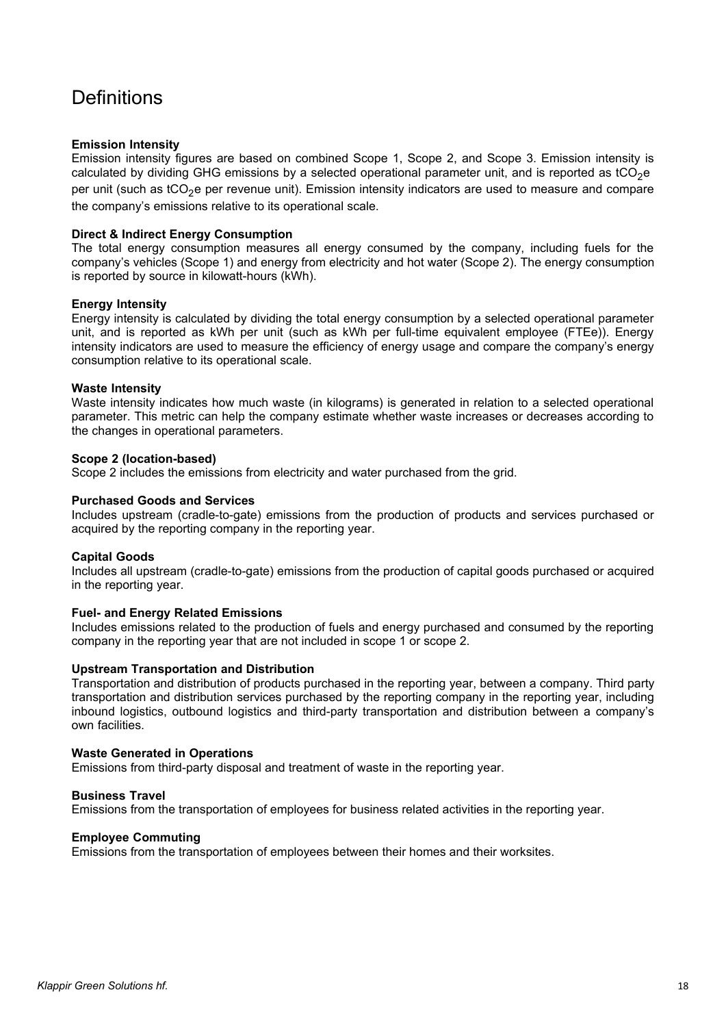# Definitions

**Emission Intensity**
Emission intensity figures are based on combined Scope 1, Scope 2, and Scope 3. Emission intensity is calculated by dividing GHG emissions by a selected operational parameter unit, and is reported as $tCO_2e$ per unit (such as $tCO_2e$ per revenue unit). Emission intensity indicators are used to measure and compare the company's emissions relative to its operational scale.

**Direct & Indirect Energy Consumption**
The total energy consumption measures all energy consumed by the company, including fuels for the company's vehicles (Scope 1) and energy from electricity and hot water (Scope 2). The energy consumption is reported by source in kilowatt-hours (kWh).

**Energy Intensity**
Energy intensity is calculated by dividing the total energy consumption by a selected operational parameter unit, and is reported as kWh per unit (such as kWh per full-time equivalent employee (FTEe)). Energy intensity indicators are used to measure the efficiency of energy usage and compare the company's energy consumption relative to its operational scale.

**Waste Intensity**
Waste intensity indicates how much waste (in kilograms) is generated in relation to a selected operational parameter. This metric can help the company estimate whether waste increases or decreases according to the changes in operational parameters.

**Scope 2 (location-based)**
Scope 2 includes the emissions from electricity and water purchased from the grid.

**Purchased Goods and Services**
Includes upstream (cradle-to-gate) emissions from the production of products and services purchased or acquired by the reporting company in the reporting year.

**Capital Goods**
Includes all upstream (cradle-to-gate) emissions from the production of capital goods purchased or acquired in the reporting year.

**Fuel- and Energy Related Emissions**
Includes emissions related to the production of fuels and energy purchased and consumed by the reporting company in the reporting year that are not included in scope 1 or scope 2.

**Upstream Transportation and Distribution**
Transportation and distribution of products purchased in the reporting year, between a company. Third party transportation and distribution services purchased by the reporting company in the reporting year, including inbound logistics, outbound logistics and third-party transportation and distribution between a company's own facilities.

**Waste Generated in Operations**
Emissions from third-party disposal and treatment of waste in the reporting year.

**Business Travel**
Emissions from the transportation of employees for business related activities in the reporting year.

**Employee Commuting**
Emissions from the transportation of employees between their homes and their worksites.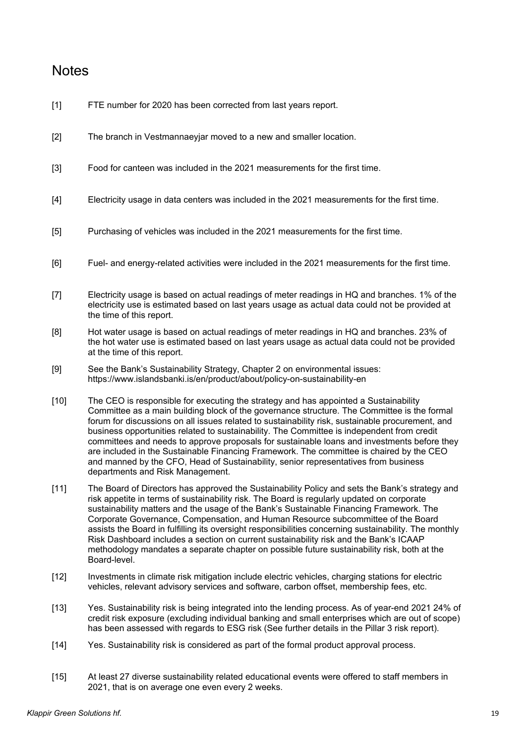# Notes

[1] FTE number for 2020 has been corrected from last years report.

[2] The branch in Vestmannaeyjar moved to a new and smaller location.

[3] Food for canteen was included in the 2021 measurements for the first time.

[4] Electricity usage in data centers was included in the 2021 measurements for the first time.

[5] Purchasing of vehicles was included in the 2021 measurements for the first time.

[6] Fuel- and energy-related activities were included in the 2021 measurements for the first time.

[7] Electricity usage is based on actual readings of meter readings in HQ and branches. 1% of the electricity use is estimated based on last years usage as actual data could not be provided at the time of this report.

[8] Hot water usage is based on actual readings of meter readings in HQ and branches. 23% of the hot water use is estimated based on last years usage as actual data could not be provided at the time of this report.

[9] See the Bank's Sustainability Strategy, Chapter 2 on environmental issues: https://www.islandsbanki.is/en/product/about/policy-on-sustainability-en

[10] The CEO is responsible for executing the strategy and has appointed a Sustainability Committee as a main building block of the governance structure. The Committee is the formal forum for discussions on all issues related to sustainability risk, sustainable procurement, and business opportunities related to sustainability. The Committee is independent from credit committees and needs to approve proposals for sustainable loans and investments before they are included in the Sustainable Financing Framework. The committee is chaired by the CEO and manned by the CFO, Head of Sustainability, senior representatives from business departments and Risk Management.

[11] The Board of Directors has approved the Sustainability Policy and sets the Bank's strategy and risk appetite in terms of sustainability risk. The Board is regularly updated on corporate sustainability matters and the usage of the Bank's Sustainable Financing Framework. The Corporate Governance, Compensation, and Human Resource subcommittee of the Board assists the Board in fulfilling its oversight responsibilities concerning sustainability. The monthly Risk Dashboard includes a section on current sustainability risk and the Bank's ICAAP methodology mandates a separate chapter on possible future sustainability risk, both at the Board-level.

[12] Investments in climate risk mitigation include electric vehicles, charging stations for electric vehicles, relevant advisory services and software, carbon offset, membership fees, etc.

[13] Yes. Sustainability risk is being integrated into the lending process. As of year-end 2021 24% of credit risk exposure (excluding individual banking and small enterprises which are out of scope) has been assessed with regards to ESG risk (See further details in the Pillar 3 risk report).

[14] Yes. Sustainability risk is considered as part of the formal product approval process.

[15] At least 27 diverse sustainability related educational events were offered to staff members in 2021, that is on average one even every 2 weeks.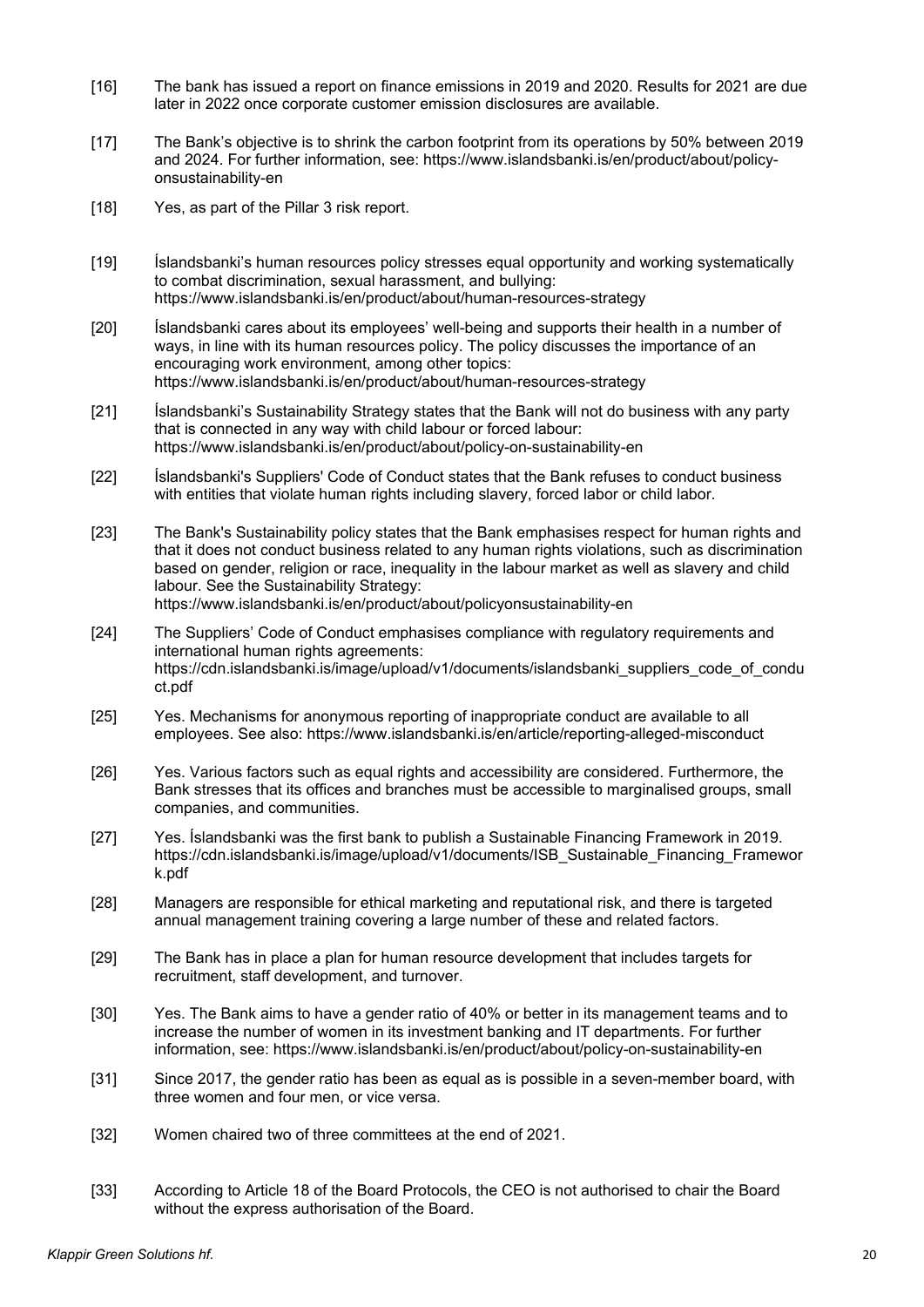[16] The bank has issued a report on finance emissions in 2019 and 2020. Results for 2021 are due later in 2022 once corporate customer emission disclosures are available.

[17] The Bank's objective is to shrink the carbon footprint from its operations by 50% between 2019 and 2024. For further information, see: https://www.islandsbanki.is/en/product/about/policy-onsustainability-en

[18] Yes, as part of the Pillar 3 risk report.

[19] Íslandsbanki's human resources policy stresses equal opportunity and working systematically to combat discrimination, sexual harassment, and bullying: https://www.islandsbanki.is/en/product/about/human-resources-strategy

[20] Íslandsbanki cares about its employees' well-being and supports their health in a number of ways, in line with its human resources policy. The policy discusses the importance of an encouraging work environment, among other topics: https://www.islandsbanki.is/en/product/about/human-resources-strategy

[21] Íslandsbanki's Sustainability Strategy states that the Bank will not do business with any party that is connected in any way with child labour or forced labour: https://www.islandsbanki.is/en/product/about/policy-on-sustainability-en

[22] Íslandsbanki's Suppliers' Code of Conduct states that the Bank refuses to conduct business with entities that violate human rights including slavery, forced labor or child labor.

[23] The Bank's Sustainability policy states that the Bank emphasises respect for human rights and that it does not conduct business related to any human rights violations, such as discrimination based on gender, religion or race, inequality in the labour market as well as slavery and child labour. See the Sustainability Strategy: https://www.islandsbanki.is/en/product/about/policyonsustainability-en

[24] The Suppliers' Code of Conduct emphasises compliance with regulatory requirements and international human rights agreements: https://cdn.islandsbanki.is/image/upload/v1/documents/islandsbanki_suppliers_code_of_conduct.pdf

[25] Yes. Mechanisms for anonymous reporting of inappropriate conduct are available to all employees. See also: https://www.islandsbanki.is/en/article/reporting-alleged-misconduct

[26] Yes. Various factors such as equal rights and accessibility are considered. Furthermore, the Bank stresses that its offices and branches must be accessible to marginalised groups, small companies, and communities.

[27] Yes. Íslandsbanki was the first bank to publish a Sustainable Financing Framework in 2019. https://cdn.islandsbanki.is/image/upload/v1/documents/ISB_Sustainable_Financing_Framework.pdf

[28] Managers are responsible for ethical marketing and reputational risk, and there is targeted annual management training covering a large number of these and related factors.

[29] The Bank has in place a plan for human resource development that includes targets for recruitment, staff development, and turnover.

[30] Yes. The Bank aims to have a gender ratio of 40% or better in its management teams and to increase the number of women in its investment banking and IT departments. For further information, see: https://www.islandsbanki.is/en/product/about/policy-on-sustainability-en

[31] Since 2017, the gender ratio has been as equal as is possible in a seven-member board, with three women and four men, or vice versa.

[32] Women chaired two of three committees at the end of 2021.

[33] According to Article 18 of the Board Protocols, the CEO is not authorised to chair the Board without the express authorisation of the Board.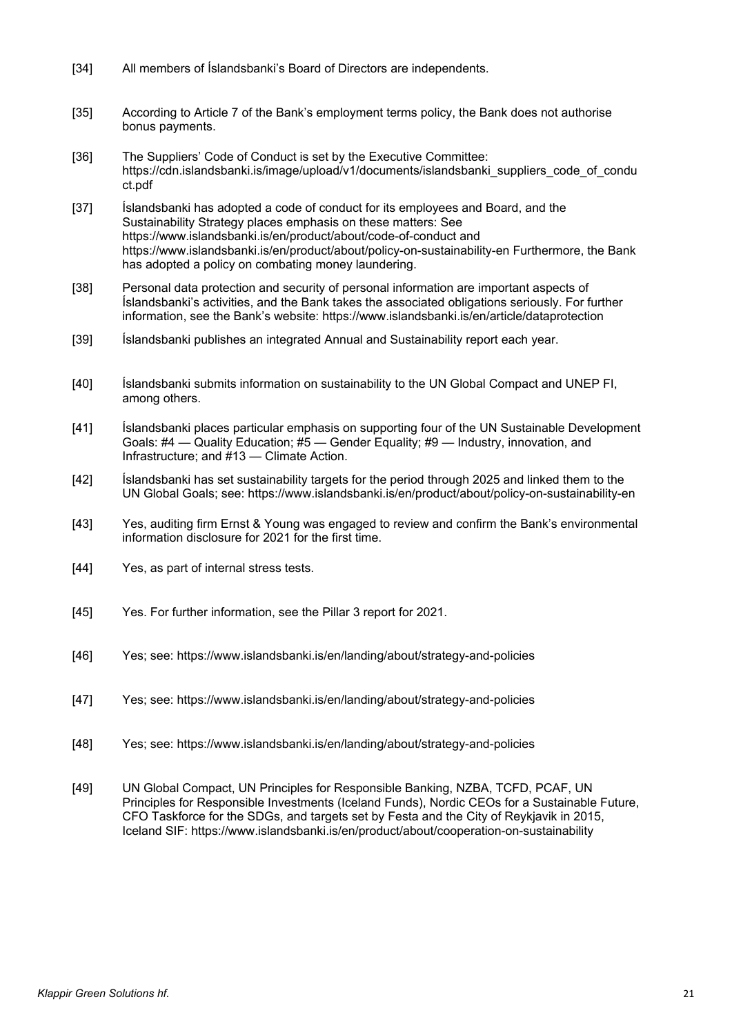[34] All members of Íslandsbanki's Board of Directors are independents.

[35] According to Article 7 of the Bank's employment terms policy, the Bank does not authorise bonus payments.

[36] The Suppliers' Code of Conduct is set by the Executive Committee: https://cdn.islandsbanki.is/image/upload/v1/documents/islandsbanki_suppliers_code_of_conduct.pdf

[37] Íslandsbanki has adopted a code of conduct for its employees and Board, and the Sustainability Strategy places emphasis on these matters: See https://www.islandsbanki.is/en/product/about/code-of-conduct and https://www.islandsbanki.is/en/product/about/policy-on-sustainability-en Furthermore, the Bank has adopted a policy on combating money laundering.

[38] Personal data protection and security of personal information are important aspects of Íslandsbanki's activities, and the Bank takes the associated obligations seriously. For further information, see the Bank's website: https://www.islandsbanki.is/en/article/dataprotection

[39] Íslandsbanki publishes an integrated Annual and Sustainability report each year.

[40] Íslandsbanki submits information on sustainability to the UN Global Compact and UNEP FI, among others.

[41] Íslandsbanki places particular emphasis on supporting four of the UN Sustainable Development Goals: #4 — Quality Education; #5 — Gender Equality; #9 — Industry, innovation, and Infrastructure; and #13 — Climate Action.

[42] Íslandsbanki has set sustainability targets for the period through 2025 and linked them to the UN Global Goals; see: https://www.islandsbanki.is/en/product/about/policy-on-sustainability-en

[43] Yes, auditing firm Ernst & Young was engaged to review and confirm the Bank's environmental information disclosure for 2021 for the first time.

[44] Yes, as part of internal stress tests.

[45] Yes. For further information, see the Pillar 3 report for 2021.

[46] Yes; see: https://www.islandsbanki.is/en/landing/about/strategy-and-policies

[47] Yes; see: https://www.islandsbanki.is/en/landing/about/strategy-and-policies

[48] Yes; see: https://www.islandsbanki.is/en/landing/about/strategy-and-policies

[49] UN Global Compact, UN Principles for Responsible Banking, NZBA, TCFD, PCAF, UN Principles for Responsible Investments (Iceland Funds), Nordic CEOs for a Sustainable Future, CFO Taskforce for the SDGs, and targets set by Festa and the City of Reykjavik in 2015, Iceland SIF: https://www.islandsbanki.is/en/product/about/cooperation-on-sustainability